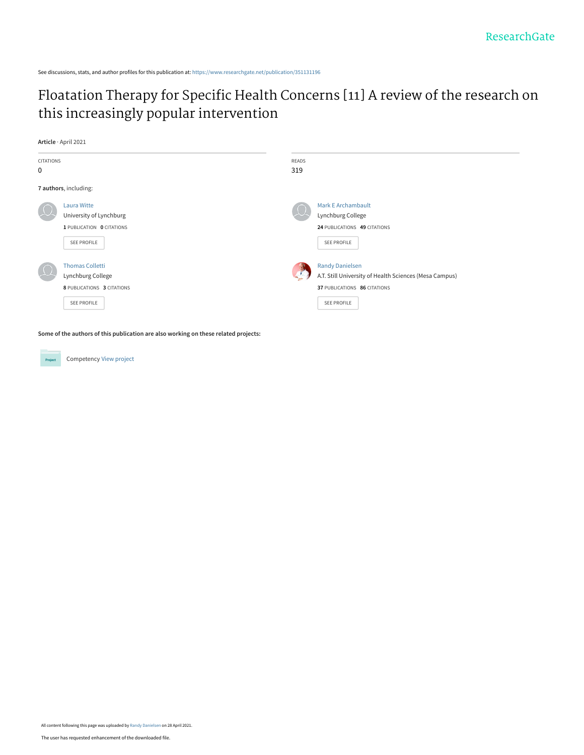ResearchGate

See discussions, stats, and author profiles for this publication at: https://www.researchgate.net/publication/351131196

# Floatation Therapy for Specific Health Concerns [11] A review of the research on this increasingly popular intervention

**Article** · April 2021

CITATIONS
0

READS
319

**7 authors**, including:

Laura Witte
University of Lynchburg
**1** PUBLICATION **0** CITATIONS
SEE PROFILE

Mark E Archambault
Lynchburg College
**24** PUBLICATIONS **49** CITATIONS
SEE PROFILE

Thomas Colletti
Lynchburg College
**8** PUBLICATIONS **3** CITATIONS
SEE PROFILE

Randy Danielsen
A.T. Still University of Health Sciences (Mesa Campus)
**37** PUBLICATIONS **86** CITATIONS
SEE PROFILE

**Some of the authors of this publication are also working on these related projects:**

Project: Competency View project

All content following this page was uploaded by Randy Danielsen on 28 April 2021.

The user has requested enhancement of the downloaded file.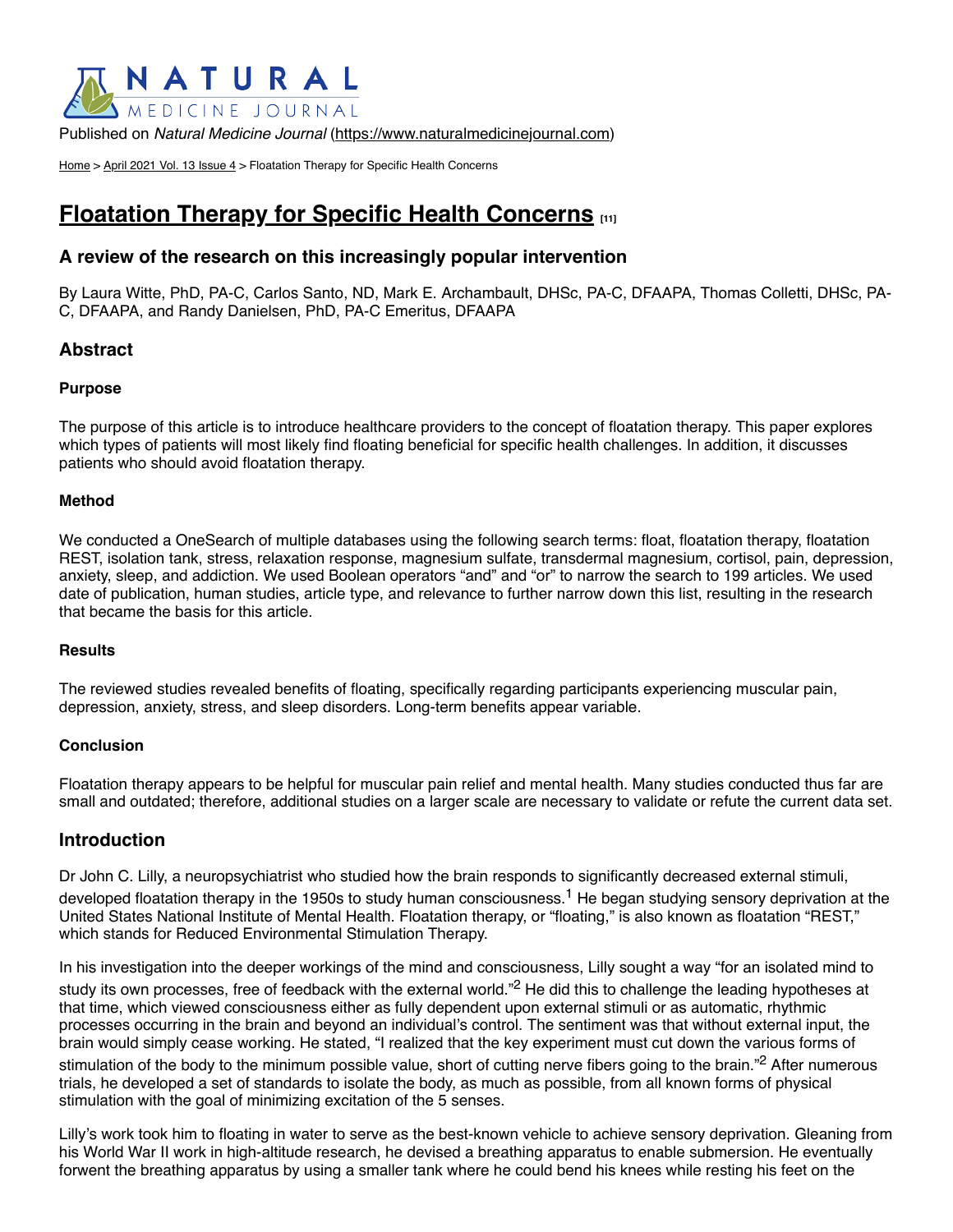Published on *Natural Medicine Journal* (https://www.naturalmedicinejournal.com)

Home > April 2021 Vol. 13 Issue 4 > Floatation Therapy for Specific Health Concerns

# Floatation Therapy for Specific Health Concerns [11]

### A review of the research on this increasingly popular intervention

By Laura Witte, PhD, PA-C, Carlos Santo, ND, Mark E. Archambault, DHSc, PA-C, DFAAPA, Thomas Colletti, DHSc, PA-C, DFAAPA, and Randy Danielsen, PhD, PA-C Emeritus, DFAAPA

## Abstract

#### Purpose

The purpose of this article is to introduce healthcare providers to the concept of floatation therapy. This paper explores which types of patients will most likely find floating beneficial for specific health challenges. In addition, it discusses patients who should avoid floatation therapy.

#### Method

We conducted a OneSearch of multiple databases using the following search terms: float, floatation therapy, floatation REST, isolation tank, stress, relaxation response, magnesium sulfate, transdermal magnesium, cortisol, pain, depression, anxiety, sleep, and addiction. We used Boolean operators "and" and "or" to narrow the search to 199 articles. We used date of publication, human studies, article type, and relevance to further narrow down this list, resulting in the research that became the basis for this article.

#### Results

The reviewed studies revealed benefits of floating, specifically regarding participants experiencing muscular pain, depression, anxiety, stress, and sleep disorders. Long-term benefits appear variable.

#### Conclusion

Floatation therapy appears to be helpful for muscular pain relief and mental health. Many studies conducted thus far are small and outdated; therefore, additional studies on a larger scale are necessary to validate or refute the current data set.

## Introduction

Dr John C. Lilly, a neuropsychiatrist who studied how the brain responds to significantly decreased external stimuli, developed floatation therapy in the 1950s to study human consciousness.[1] He began studying sensory deprivation at the United States National Institute of Mental Health. Floatation therapy, or "floating," is also known as floatation "REST," which stands for Reduced Environmental Stimulation Therapy.

In his investigation into the deeper workings of the mind and consciousness, Lilly sought a way "for an isolated mind to study its own processes, free of feedback with the external world."[2] He did this to challenge the leading hypotheses at that time, which viewed consciousness either as fully dependent upon external stimuli or as automatic, rhythmic processes occurring in the brain and beyond an individual's control. The sentiment was that without external input, the brain would simply cease working. He stated, "I realized that the key experiment must cut down the various forms of stimulation of the body to the minimum possible value, short of cutting nerve fibers going to the brain."[2] After numerous trials, he developed a set of standards to isolate the body, as much as possible, from all known forms of physical stimulation with the goal of minimizing excitation of the 5 senses.

Lilly's work took him to floating in water to serve as the best-known vehicle to achieve sensory deprivation. Gleaning from his World War II work in high-altitude research, he devised a breathing apparatus to enable submersion. He eventually forwent the breathing apparatus by using a smaller tank where he could bend his knees while resting his feet on the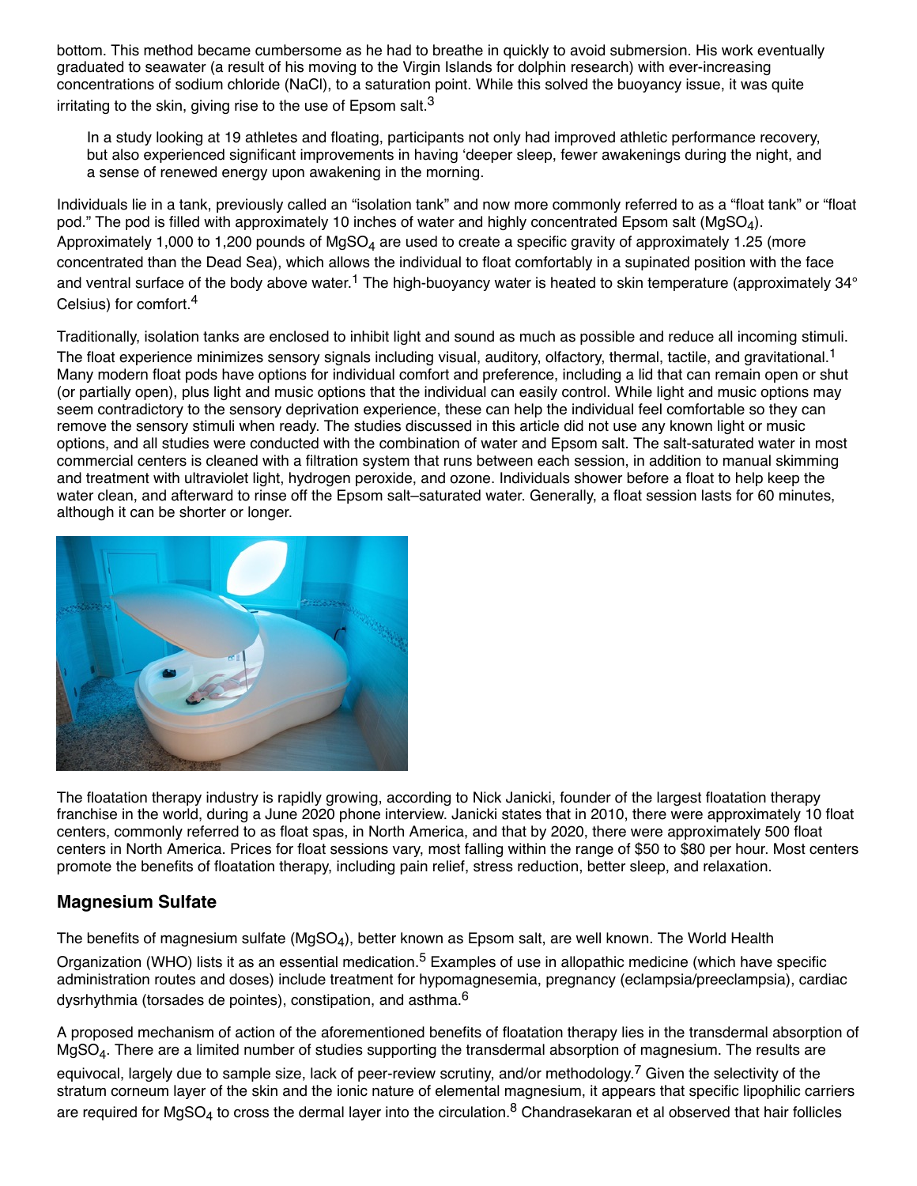bottom. This method became cumbersome as he had to breathe in quickly to avoid submersion. His work eventually graduated to seawater (a result of his moving to the Virgin Islands for dolphin research) with ever-increasing concentrations of sodium chloride (NaCl), to a saturation point. While this solved the buoyancy issue, it was quite irritating to the skin, giving rise to the use of Epsom salt.[3]

> In a study looking at 19 athletes and floating, participants not only had improved athletic performance recovery, but also experienced significant improvements in having 'deeper sleep, fewer awakenings during the night, and a sense of renewed energy upon awakening in the morning.

Individuals lie in a tank, previously called an "isolation tank" and now more commonly referred to as a "float tank" or "float pod." The pod is filled with approximately 10 inches of water and highly concentrated Epsom salt ($MgSO_4$). Approximately 1,000 to 1,200 pounds of $MgSO_4$ are used to create a specific gravity of approximately 1.25 (more concentrated than the Dead Sea), which allows the individual to float comfortably in a supinated position with the face and ventral surface of the body above water.[1] The high-buoyancy water is heated to skin temperature (approximately 34° Celsius) for comfort.[4]

Traditionally, isolation tanks are enclosed to inhibit light and sound as much as possible and reduce all incoming stimuli. The float experience minimizes sensory signals including visual, auditory, olfactory, thermal, tactile, and gravitational.[1] Many modern float pods have options for individual comfort and preference, including a lid that can remain open or shut (or partially open), plus light and music options that the individual can easily control. While light and music options may seem contradictory to the sensory deprivation experience, these can help the individual feel comfortable so they can remove the sensory stimuli when ready. The studies discussed in this article did not use any known light or music options, and all studies were conducted with the combination of water and Epsom salt. The salt-saturated water in most commercial centers is cleaned with a filtration system that runs between each session, in addition to manual skimming and treatment with ultraviolet light, hydrogen peroxide, and ozone. Individuals shower before a float to help keep the water clean, and afterward to rinse off the Epsom salt–saturated water. Generally, a float session lasts for 60 minutes, although it can be shorter or longer.

The floatation therapy industry is rapidly growing, according to Nick Janicki, founder of the largest floatation therapy franchise in the world, during a June 2020 phone interview. Janicki states that in 2010, there were approximately 10 float centers, commonly referred to as float spas, in North America, and that by 2020, there were approximately 500 float centers in North America. Prices for float sessions vary, most falling within the range of $50 to $80 per hour. Most centers promote the benefits of floatation therapy, including pain relief, stress reduction, better sleep, and relaxation.

## Magnesium Sulfate

The benefits of magnesium sulfate ($MgSO_4$), better known as Epsom salt, are well known. The World Health Organization (WHO) lists it as an essential medication.[5] Examples of use in allopathic medicine (which have specific administration routes and doses) include treatment for hypomagnesemia, pregnancy (eclampsia/preeclampsia), cardiac dysrhythmia (torsades de pointes), constipation, and asthma.[6]

A proposed mechanism of action of the aforementioned benefits of floatation therapy lies in the transdermal absorption of $MgSO_4$. There are a limited number of studies supporting the transdermal absorption of magnesium. The results are equivocal, largely due to sample size, lack of peer-review scrutiny, and/or methodology.[7] Given the selectivity of the stratum corneum layer of the skin and the ionic nature of elemental magnesium, it appears that specific lipophilic carriers are required for $MgSO_4$ to cross the dermal layer into the circulation.[8] Chandrasekaran et al observed that hair follicles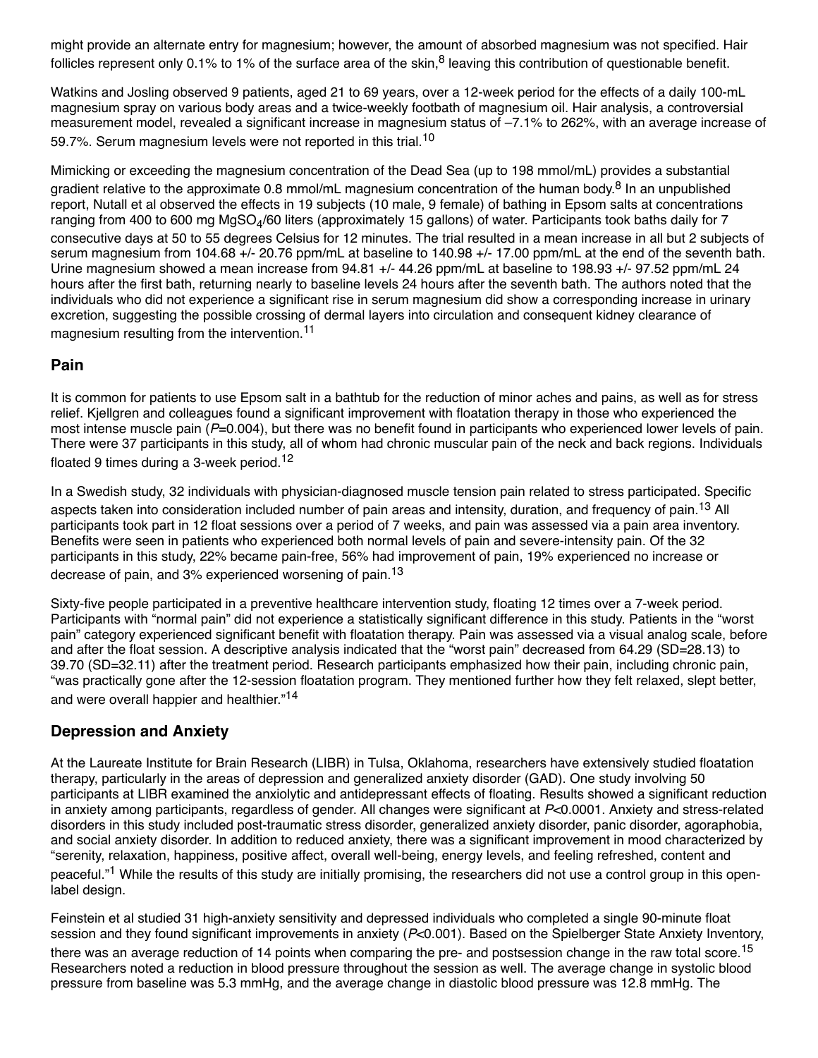might provide an alternate entry for magnesium; however, the amount of absorbed magnesium was not specified. Hair follicles represent only 0.1% to 1% of the surface area of the skin,[8] leaving this contribution of questionable benefit.

Watkins and Josling observed 9 patients, aged 21 to 69 years, over a 12-week period for the effects of a daily 100-mL magnesium spray on various body areas and a twice-weekly footbath of magnesium oil. Hair analysis, a controversial measurement model, revealed a significant increase in magnesium status of –7.1% to 262%, with an average increase of 59.7%. Serum magnesium levels were not reported in this trial.[10]

Mimicking or exceeding the magnesium concentration of the Dead Sea (up to 198 mmol/mL) provides a substantial gradient relative to the approximate 0.8 mmol/mL magnesium concentration of the human body.[8] In an unpublished report, Nutall et al observed the effects in 19 subjects (10 male, 9 female) of bathing in Epsom salts at concentrations ranging from 400 to 600 mg $MgSO_4$/60 liters (approximately 15 gallons) of water. Participants took baths daily for 7 consecutive days at 50 to 55 degrees Celsius for 12 minutes. The trial resulted in a mean increase in all but 2 subjects of serum magnesium from 104.68 +/- 20.76 ppm/mL at baseline to 140.98 +/- 17.00 ppm/mL at the end of the seventh bath. Urine magnesium showed a mean increase from 94.81 +/- 44.26 ppm/mL at baseline to 198.93 +/- 97.52 ppm/mL 24 hours after the first bath, returning nearly to baseline levels 24 hours after the seventh bath. The authors noted that the individuals who did not experience a significant rise in serum magnesium did show a corresponding increase in urinary excretion, suggesting the possible crossing of dermal layers into circulation and consequent kidney clearance of magnesium resulting from the intervention.[11]

## Pain

It is common for patients to use Epsom salt in a bathtub for the reduction of minor aches and pains, as well as for stress relief. Kjellgren and colleagues found a significant improvement with floatation therapy in those who experienced the most intense muscle pain ($P$=0.004), but there was no benefit found in participants who experienced lower levels of pain. There were 37 participants in this study, all of whom had chronic muscular pain of the neck and back regions. Individuals floated 9 times during a 3-week period.[12]

In a Swedish study, 32 individuals with physician-diagnosed muscle tension pain related to stress participated. Specific aspects taken into consideration included number of pain areas and intensity, duration, and frequency of pain.[13] All participants took part in 12 float sessions over a period of 7 weeks, and pain was assessed via a pain area inventory. Benefits were seen in patients who experienced both normal levels of pain and severe-intensity pain. Of the 32 participants in this study, 22% became pain-free, 56% had improvement of pain, 19% experienced no increase or decrease of pain, and 3% experienced worsening of pain.[13]

Sixty-five people participated in a preventive healthcare intervention study, floating 12 times over a 7-week period. Participants with "normal pain" did not experience a statistically significant difference in this study. Patients in the "worst pain" category experienced significant benefit with floatation therapy. Pain was assessed via a visual analog scale, before and after the float session. A descriptive analysis indicated that the "worst pain" decreased from 64.29 (SD=28.13) to 39.70 (SD=32.11) after the treatment period. Research participants emphasized how their pain, including chronic pain, "was practically gone after the 12-session floatation program. They mentioned further how they felt relaxed, slept better, and were overall happier and healthier."[14]

## Depression and Anxiety

At the Laureate Institute for Brain Research (LIBR) in Tulsa, Oklahoma, researchers have extensively studied floatation therapy, particularly in the areas of depression and generalized anxiety disorder (GAD). One study involving 50 participants at LIBR examined the anxiolytic and antidepressant effects of floating. Results showed a significant reduction in anxiety among participants, regardless of gender. All changes were significant at $P$<0.0001. Anxiety and stress-related disorders in this study included post-traumatic stress disorder, generalized anxiety disorder, panic disorder, agoraphobia, and social anxiety disorder. In addition to reduced anxiety, there was a significant improvement in mood characterized by "serenity, relaxation, happiness, positive affect, overall well-being, energy levels, and feeling refreshed, content and peaceful."[1] While the results of this study are initially promising, the researchers did not use a control group in this open-label design.

Feinstein et al studied 31 high-anxiety sensitivity and depressed individuals who completed a single 90-minute float session and they found significant improvements in anxiety ($P$<0.001). Based on the Spielberger State Anxiety Inventory, there was an average reduction of 14 points when comparing the pre- and postsession change in the raw total score.[15] Researchers noted a reduction in blood pressure throughout the session as well. The average change in systolic blood pressure from baseline was 5.3 mmHg, and the average change in diastolic blood pressure was 12.8 mmHg. The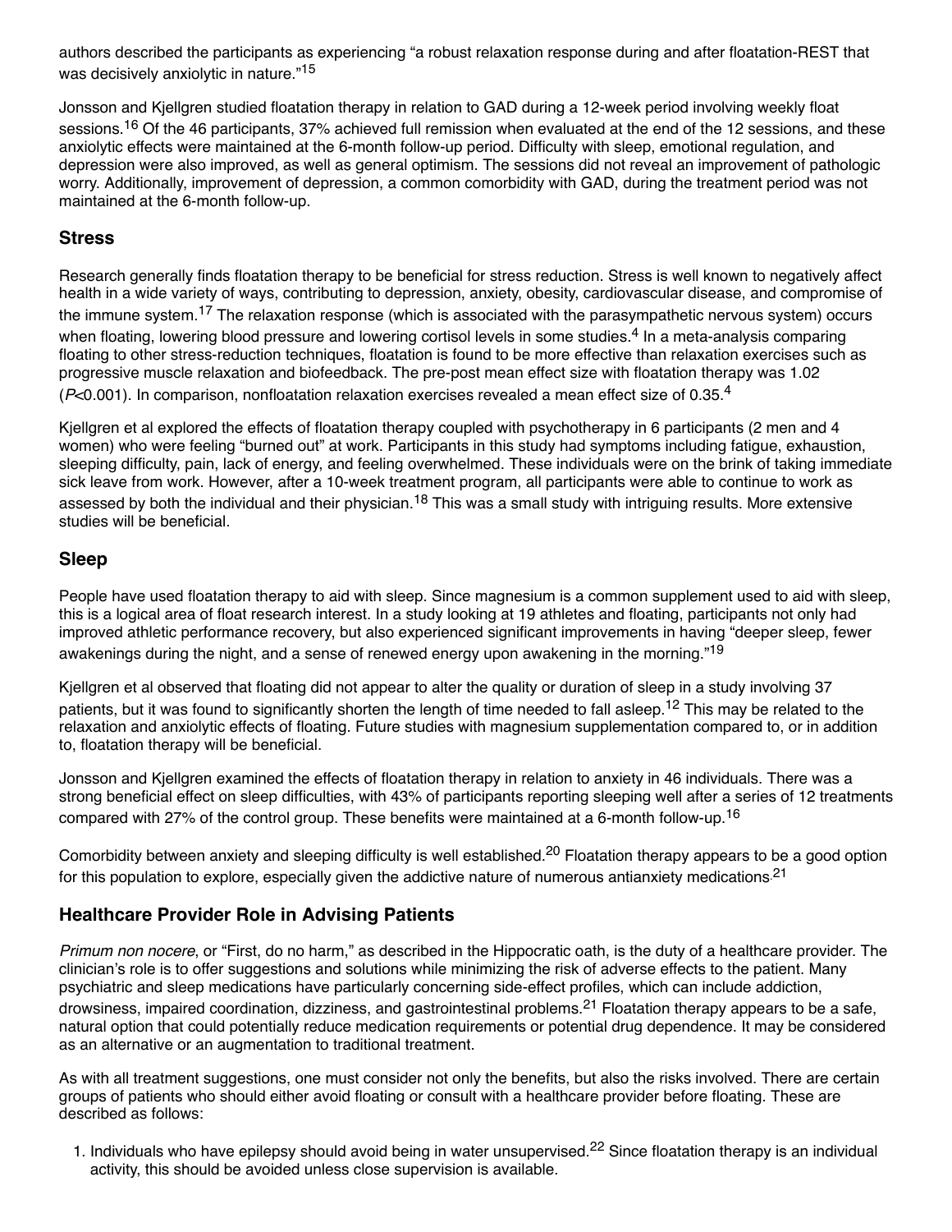authors described the participants as experiencing "a robust relaxation response during and after floatation-REST that was decisively anxiolytic in nature."[15]

Jonsson and Kjellgren studied floatation therapy in relation to GAD during a 12-week period involving weekly float sessions.[16] Of the 46 participants, 37% achieved full remission when evaluated at the end of the 12 sessions, and these anxiolytic effects were maintained at the 6-month follow-up period. Difficulty with sleep, emotional regulation, and depression were also improved, as well as general optimism. The sessions did not reveal an improvement of pathologic worry. Additionally, improvement of depression, a common comorbidity with GAD, during the treatment period was not maintained at the 6-month follow-up.

## Stress

Research generally finds floatation therapy to be beneficial for stress reduction. Stress is well known to negatively affect health in a wide variety of ways, contributing to depression, anxiety, obesity, cardiovascular disease, and compromise of the immune system.[17] The relaxation response (which is associated with the parasympathetic nervous system) occurs when floating, lowering blood pressure and lowering cortisol levels in some studies.[4] In a meta-analysis comparing floating to other stress-reduction techniques, floatation is found to be more effective than relaxation exercises such as progressive muscle relaxation and biofeedback. The pre-post mean effect size with floatation therapy was 1.02 ($P<0.001$). In comparison, nonfloatation relaxation exercises revealed a mean effect size of 0.35.[4]

Kjellgren et al explored the effects of floatation therapy coupled with psychotherapy in 6 participants (2 men and 4 women) who were feeling "burned out" at work. Participants in this study had symptoms including fatigue, exhaustion, sleeping difficulty, pain, lack of energy, and feeling overwhelmed. These individuals were on the brink of taking immediate sick leave from work. However, after a 10-week treatment program, all participants were able to continue to work as assessed by both the individual and their physician.[18] This was a small study with intriguing results. More extensive studies will be beneficial.

## Sleep

People have used floatation therapy to aid with sleep. Since magnesium is a common supplement used to aid with sleep, this is a logical area of float research interest. In a study looking at 19 athletes and floating, participants not only had improved athletic performance recovery, but also experienced significant improvements in having "deeper sleep, fewer awakenings during the night, and a sense of renewed energy upon awakening in the morning."[19]

Kjellgren et al observed that floating did not appear to alter the quality or duration of sleep in a study involving 37 patients, but it was found to significantly shorten the length of time needed to fall asleep.[12] This may be related to the relaxation and anxiolytic effects of floating. Future studies with magnesium supplementation compared to, or in addition to, floatation therapy will be beneficial.

Jonsson and Kjellgren examined the effects of floatation therapy in relation to anxiety in 46 individuals. There was a strong beneficial effect on sleep difficulties, with 43% of participants reporting sleeping well after a series of 12 treatments compared with 27% of the control group. These benefits were maintained at a 6-month follow-up.[16]

Comorbidity between anxiety and sleeping difficulty is well established.[20] Floatation therapy appears to be a good option for this population to explore, especially given the addictive nature of numerous antianxiety medications.[21]

## Healthcare Provider Role in Advising Patients

*Primum non nocere*, or "First, do no harm," as described in the Hippocratic oath, is the duty of a healthcare provider. The clinician's role is to offer suggestions and solutions while minimizing the risk of adverse effects to the patient. Many psychiatric and sleep medications have particularly concerning side-effect profiles, which can include addiction, drowsiness, impaired coordination, dizziness, and gastrointestinal problems.[21] Floatation therapy appears to be a safe, natural option that could potentially reduce medication requirements or potential drug dependence. It may be considered as an alternative or an augmentation to traditional treatment.

As with all treatment suggestions, one must consider not only the benefits, but also the risks involved. There are certain groups of patients who should either avoid floating or consult with a healthcare provider before floating. These are described as follows:

1. Individuals who have epilepsy should avoid being in water unsupervised.[22] Since floatation therapy is an individual activity, this should be avoided unless close supervision is available.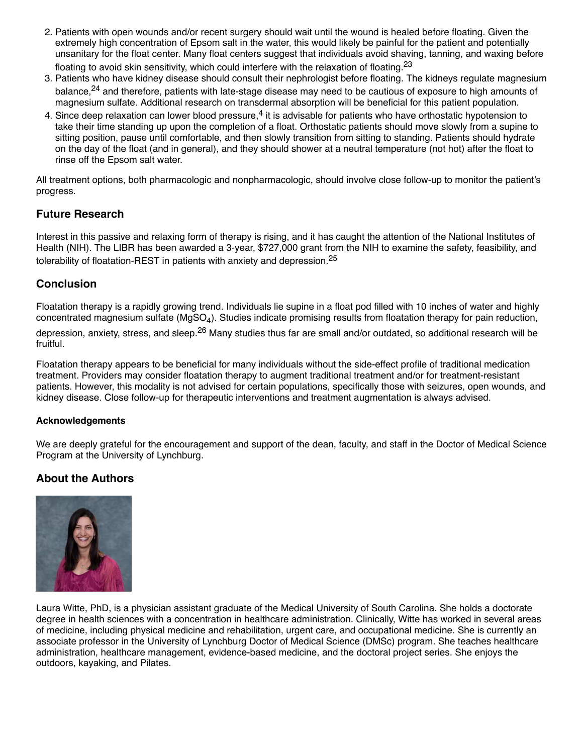2. Patients with open wounds and/or recent surgery should wait until the wound is healed before floating. Given the extremely high concentration of Epsom salt in the water, this would likely be painful for the patient and potentially unsanitary for the float center. Many float centers suggest that individuals avoid shaving, tanning, and waxing before floating to avoid skin sensitivity, which could interfere with the relaxation of floating.[23]
3. Patients who have kidney disease should consult their nephrologist before floating. The kidneys regulate magnesium balance,[24] and therefore, patients with late-stage disease may need to be cautious of exposure to high amounts of magnesium sulfate. Additional research on transdermal absorption will be beneficial for this patient population.
4. Since deep relaxation can lower blood pressure,[4] it is advisable for patients who have orthostatic hypotension to take their time standing up upon the completion of a float. Orthostatic patients should move slowly from a supine to sitting position, pause until comfortable, and then slowly transition from sitting to standing. Patients should hydrate on the day of the float (and in general), and they should shower at a neutral temperature (not hot) after the float to rinse off the Epsom salt water.

All treatment options, both pharmacologic and nonpharmacologic, should involve close follow-up to monitor the patient's progress.

## Future Research

Interest in this passive and relaxing form of therapy is rising, and it has caught the attention of the National Institutes of Health (NIH). The LIBR has been awarded a 3-year, $727,000 grant from the NIH to examine the safety, feasibility, and tolerability of floatation-REST in patients with anxiety and depression.[25]

## Conclusion

Floatation therapy is a rapidly growing trend. Individuals lie supine in a float pod filled with 10 inches of water and highly concentrated magnesium sulfate ($MgSO_4$). Studies indicate promising results from floatation therapy for pain reduction, depression, anxiety, stress, and sleep.[26] Many studies thus far are small and/or outdated, so additional research will be fruitful.

Floatation therapy appears to be beneficial for many individuals without the side-effect profile of traditional medication treatment. Providers may consider floatation therapy to augment traditional treatment and/or for treatment-resistant patients. However, this modality is not advised for certain populations, specifically those with seizures, open wounds, and kidney disease. Close follow-up for therapeutic interventions and treatment augmentation is always advised.

### Acknowledgements

We are deeply grateful for the encouragement and support of the dean, faculty, and staff in the Doctor of Medical Science Program at the University of Lynchburg.

## About the Authors

Laura Witte, PhD, is a physician assistant graduate of the Medical University of South Carolina. She holds a doctorate degree in health sciences with a concentration in healthcare administration. Clinically, Witte has worked in several areas of medicine, including physical medicine and rehabilitation, urgent care, and occupational medicine. She is currently an associate professor in the University of Lynchburg Doctor of Medical Science (DMSc) program. She teaches healthcare administration, healthcare management, evidence-based medicine, and the doctoral project series. She enjoys the outdoors, kayaking, and Pilates.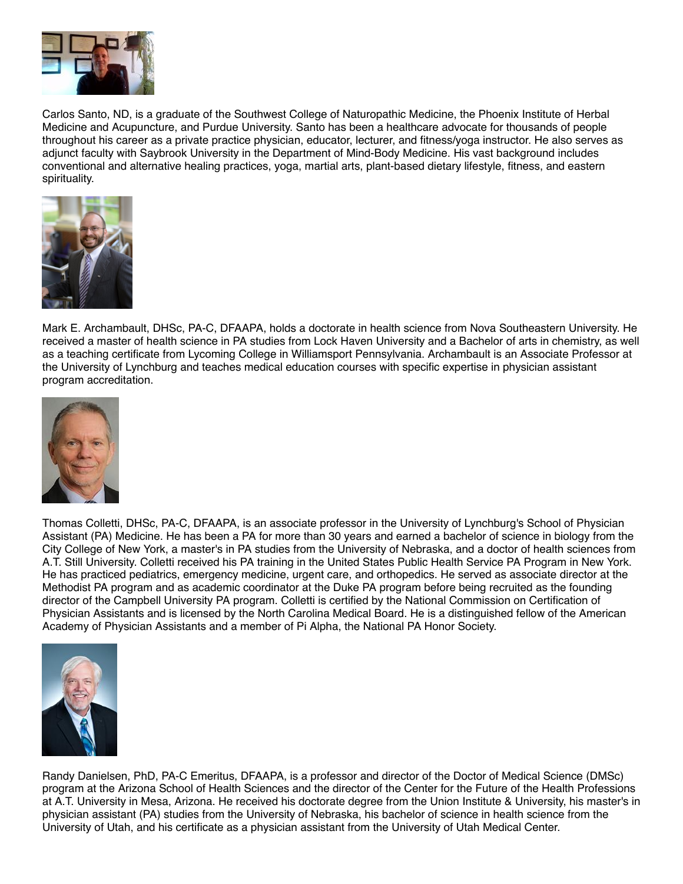Carlos Santo, ND, is a graduate of the Southwest College of Naturopathic Medicine, the Phoenix Institute of Herbal Medicine and Acupuncture, and Purdue University. Santo has been a healthcare advocate for thousands of people throughout his career as a private practice physician, educator, lecturer, and fitness/yoga instructor. He also serves as adjunct faculty with Saybrook University in the Department of Mind-Body Medicine. His vast background includes conventional and alternative healing practices, yoga, martial arts, plant-based dietary lifestyle, fitness, and eastern spirituality.

Mark E. Archambault, DHSc, PA-C, DFAAPA, holds a doctorate in health science from Nova Southeastern University. He received a master of health science in PA studies from Lock Haven University and a Bachelor of arts in chemistry, as well as a teaching certificate from Lycoming College in Williamsport Pennsylvania. Archambault is an Associate Professor at the University of Lynchburg and teaches medical education courses with specific expertise in physician assistant program accreditation.

Thomas Colletti, DHSc, PA-C, DFAAPA, is an associate professor in the University of Lynchburg's School of Physician Assistant (PA) Medicine. He has been a PA for more than 30 years and earned a bachelor of science in biology from the City College of New York, a master's in PA studies from the University of Nebraska, and a doctor of health sciences from A.T. Still University. Colletti received his PA training in the United States Public Health Service PA Program in New York. He has practiced pediatrics, emergency medicine, urgent care, and orthopedics. He served as associate director at the Methodist PA program and as academic coordinator at the Duke PA program before being recruited as the founding director of the Campbell University PA program. Colletti is certified by the National Commission on Certification of Physician Assistants and is licensed by the North Carolina Medical Board. He is a distinguished fellow of the American Academy of Physician Assistants and a member of Pi Alpha, the National PA Honor Society.

Randy Danielsen, PhD, PA-C Emeritus, DFAAPA, is a professor and director of the Doctor of Medical Science (DMSc) program at the Arizona School of Health Sciences and the director of the Center for the Future of the Health Professions at A.T. University in Mesa, Arizona. He received his doctorate degree from the Union Institute & University, his master's in physician assistant (PA) studies from the University of Nebraska, his bachelor of science in health science from the University of Utah, and his certificate as a physician assistant from the University of Utah Medical Center.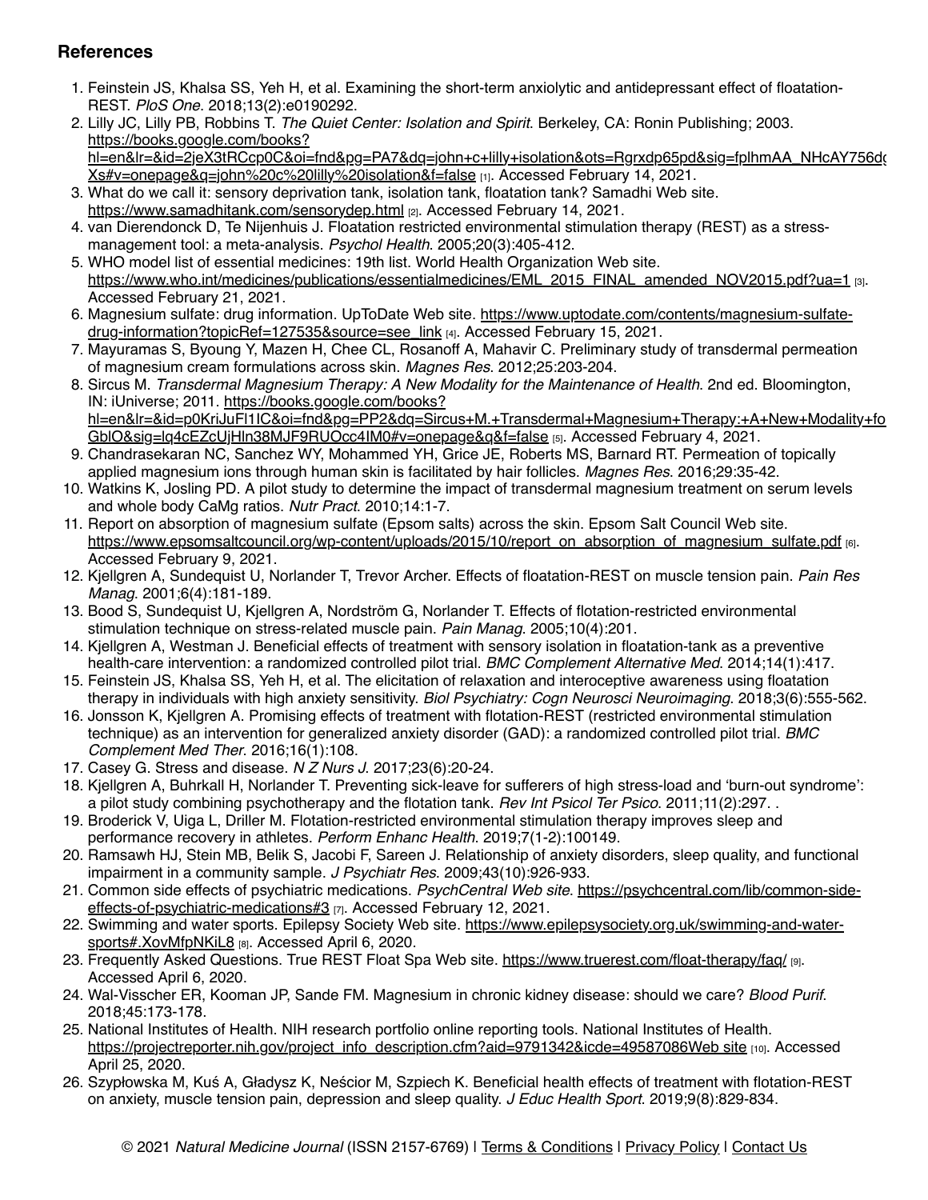## References

1. Feinstein JS, Khalsa SS, Yeh H, et al. Examining the short-term anxiolytic and antidepressant effect of floatation-REST. *PloS One*. 2018;13(2):e0190292.
2. Lilly JC, Lilly PB, Robbins T. *The Quiet Center: Isolation and Spirit*. Berkeley, CA: Ronin Publishing; 2003. https://books.google.com/books?hl=en&lr=&id=2jeX3tRCcp0C&oi=fnd&pg=PA7&dq=john+c+lilly+isolation&ots=Rgrxdp65pd&sig=fplhmAA_NHcAY756dqXs#v=onepage&q=john%20c%20lilly%20isolation&f=false [1]. Accessed February 14, 2021.
3. What do we call it: sensory deprivation tank, isolation tank, floatation tank? Samadhi Web site. https://www.samadhitank.com/sensorydep.html [2]. Accessed February 14, 2021.
4. van Dierendonck D, Te Nijenhuis J. Floatation restricted environmental stimulation therapy (REST) as a stress-management tool: a meta-analysis. *Psychol Health*. 2005;20(3):405-412.
5. WHO model list of essential medicines: 19th list. World Health Organization Web site. https://www.who.int/medicines/publications/essentialmedicines/EML_2015_FINAL_amended_NOV2015.pdf?ua=1 [3]. Accessed February 21, 2021.
6. Magnesium sulfate: drug information. UpToDate Web site. https://www.uptodate.com/contents/magnesium-sulfate-drug-information?topicRef=127535&source=see_link [4]. Accessed February 15, 2021.
7. Mayuramas S, Byoung Y, Mazen H, Chee CL, Rosanoff A, Mahavir C. Preliminary study of transdermal permeation of magnesium cream formulations across skin. *Magnes Res*. 2012;25:203-204.
8. Sircus M. *Transdermal Magnesium Therapy: A New Modality for the Maintenance of Health*. 2nd ed. Bloomington, IN: iUniverse; 2011. https://books.google.com/books?hl=en&lr=&id=p0KriJuFl1IC&oi=fnd&pg=PP2&dq=Sircus+M.+Transdermal+Magnesium+Therapy:+A+New+Modality+foGblO&sig=lq4cEZcUjHln38MJF9RUOcc4IM0#v=onepage&q&f=false [5]. Accessed February 4, 2021.
9. Chandrasekaran NC, Sanchez WY, Mohammed YH, Grice JE, Roberts MS, Barnard RT. Permeation of topically applied magnesium ions through human skin is facilitated by hair follicles. *Magnes Res*. 2016;29:35-42.
10. Watkins K, Josling PD. A pilot study to determine the impact of transdermal magnesium treatment on serum levels and whole body CaMg ratios. *Nutr Pract*. 2010;14:1-7.
11. Report on absorption of magnesium sulfate (Epsom salts) across the skin. Epsom Salt Council Web site. https://www.epsomsaltcouncil.org/wp-content/uploads/2015/10/report_on_absorption_of_magnesium_sulfate.pdf [6]. Accessed February 9, 2021.
12. Kjellgren A, Sundequist U, Norlander T, Trevor Archer. Effects of floatation-REST on muscle tension pain. *Pain Res Manag*. 2001;6(4):181-189.
13. Bood S, Sundequist U, Kjellgren A, Nordström G, Norlander T. Effects of flotation-restricted environmental stimulation technique on stress-related muscle pain. *Pain Manag*. 2005;10(4):201.
14. Kjellgren A, Westman J. Beneficial effects of treatment with sensory isolation in floatation-tank as a preventive health-care intervention: a randomized controlled pilot trial. *BMC Complement Alternative Med*. 2014;14(1):417.
15. Feinstein JS, Khalsa SS, Yeh H, et al. The elicitation of relaxation and interoceptive awareness using floatation therapy in individuals with high anxiety sensitivity. *Biol Psychiatry: Cogn Neurosci Neuroimaging*. 2018;3(6):555-562.
16. Jonsson K, Kjellgren A. Promising effects of treatment with flotation-REST (restricted environmental stimulation technique) as an intervention for generalized anxiety disorder (GAD): a randomized controlled pilot trial. *BMC Complement Med Ther*. 2016;16(1):108.
17. Casey G. Stress and disease. *N Z Nurs J*. 2017;23(6):20-24.
18. Kjellgren A, Buhrkall H, Norlander T. Preventing sick-leave for sufferers of high stress-load and 'burn-out syndrome': a pilot study combining psychotherapy and the flotation tank. *Rev Int Psicol Ter Psico*. 2011;11(2):297. .
19. Broderick V, Uiga L, Driller M. Flotation-restricted environmental stimulation therapy improves sleep and performance recovery in athletes. *Perform Enhanc Health*. 2019;7(1-2):100149.
20. Ramsawh HJ, Stein MB, Belik S, Jacobi F, Sareen J. Relationship of anxiety disorders, sleep quality, and functional impairment in a community sample. *J Psychiatr Res*. 2009;43(10):926-933.
21. Common side effects of psychiatric medications. *PsychCentral Web site*. https://psychcentral.com/lib/common-side-effects-of-psychiatric-medications#3 [7]. Accessed February 12, 2021.
22. Swimming and water sports. Epilepsy Society Web site. https://www.epilepsysociety.org.uk/swimming-and-water-sports#.XovMfpNKiL8 [8]. Accessed April 6, 2020.
23. Frequently Asked Questions. True REST Float Spa Web site. https://www.truerest.com/float-therapy/faq/ [9]. Accessed April 6, 2020.
24. Wal-Visscher ER, Kooman JP, Sande FM. Magnesium in chronic kidney disease: should we care? *Blood Purif*. 2018;45:173-178.
25. National Institutes of Health. NIH research portfolio online reporting tools. National Institutes of Health. https://projectreporter.nih.gov/project_info_description.cfm?aid=9791342&icde=49587086Web site [10]. Accessed April 25, 2020.
26. Szypłowska M, Kuś A, Gładysz K, Neścior M, Szpiech K. Beneficial health effects of treatment with flotation-REST on anxiety, muscle tension pain, depression and sleep quality. *J Educ Health Sport*. 2019;9(8):829-834.

© 2021 *Natural Medicine Journal* (ISSN 2157-6769) | Terms & Conditions | Privacy Policy | Contact Us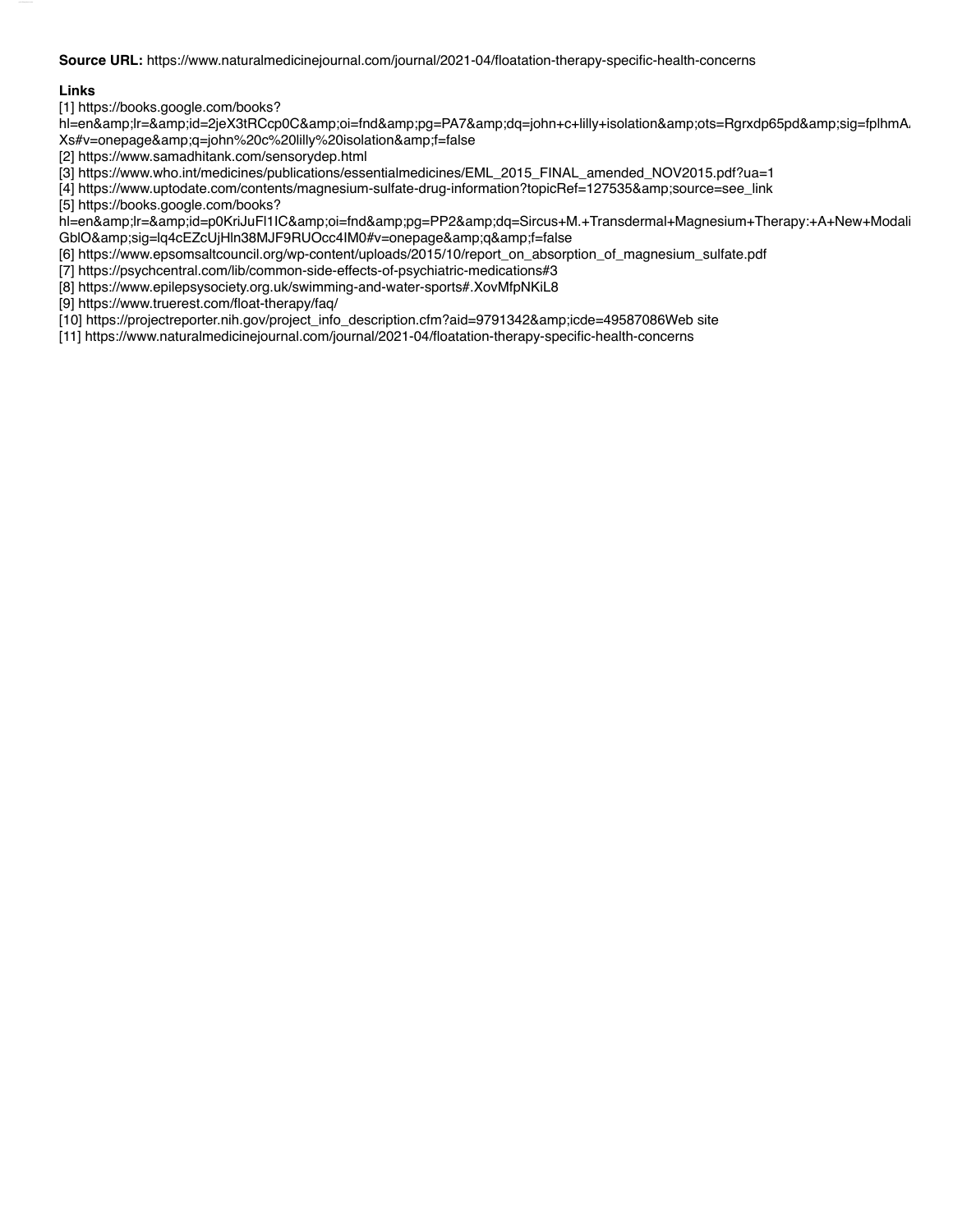**Source URL:** https://www.naturalmedicinejournal.com/journal/2021-04/floatation-therapy-specific-health-concerns

**Links**

[1] https://books.google.com/books?hl=en&amp;lr=&amp;id=2jeX3tRCcp0C&amp;oi=fnd&amp;pg=PA7&amp;dq=john+c+lilly+isolation&amp;ots=Rgrxdp65pd&amp;sig=fplhmA Xs#v=onepage&amp;q=john%20c%20lilly%20isolation&amp;f=false
[2] https://www.samadhitank.com/sensorydep.html
[3] https://www.who.int/medicines/publications/essentialmedicines/EML_2015_FINAL_amended_NOV2015.pdf?ua=1
[4] https://www.uptodate.com/contents/magnesium-sulfate-drug-information?topicRef=127535&amp;source=see_link
[5] https://books.google.com/books?hl=en&amp;lr=&amp;id=p0KriJuFl1IC&amp;oi=fnd&amp;pg=PP2&amp;dq=Sircus+M.+Transdermal+Magnesium+Therapy:+A+New+Modali GblO&amp;sig=lq4cEZcUjHln38MJF9RUOcc4IM0#v=onepage&amp;q&amp;f=false
[6] https://www.epsomsaltcouncil.org/wp-content/uploads/2015/10/report_on_absorption_of_magnesium_sulfate.pdf
[7] https://psychcentral.com/lib/common-side-effects-of-psychiatric-medications#3
[8] https://www.epilepsysociety.org.uk/swimming-and-water-sports#.XovMfpNKiL8
[9] https://www.truerest.com/float-therapy/faq/
[10] https://projectreporter.nih.gov/project_info_description.cfm?aid=9791342&amp;icde=49587086Web site
[11] https://www.naturalmedicinejournal.com/journal/2021-04/floatation-therapy-specific-health-concerns